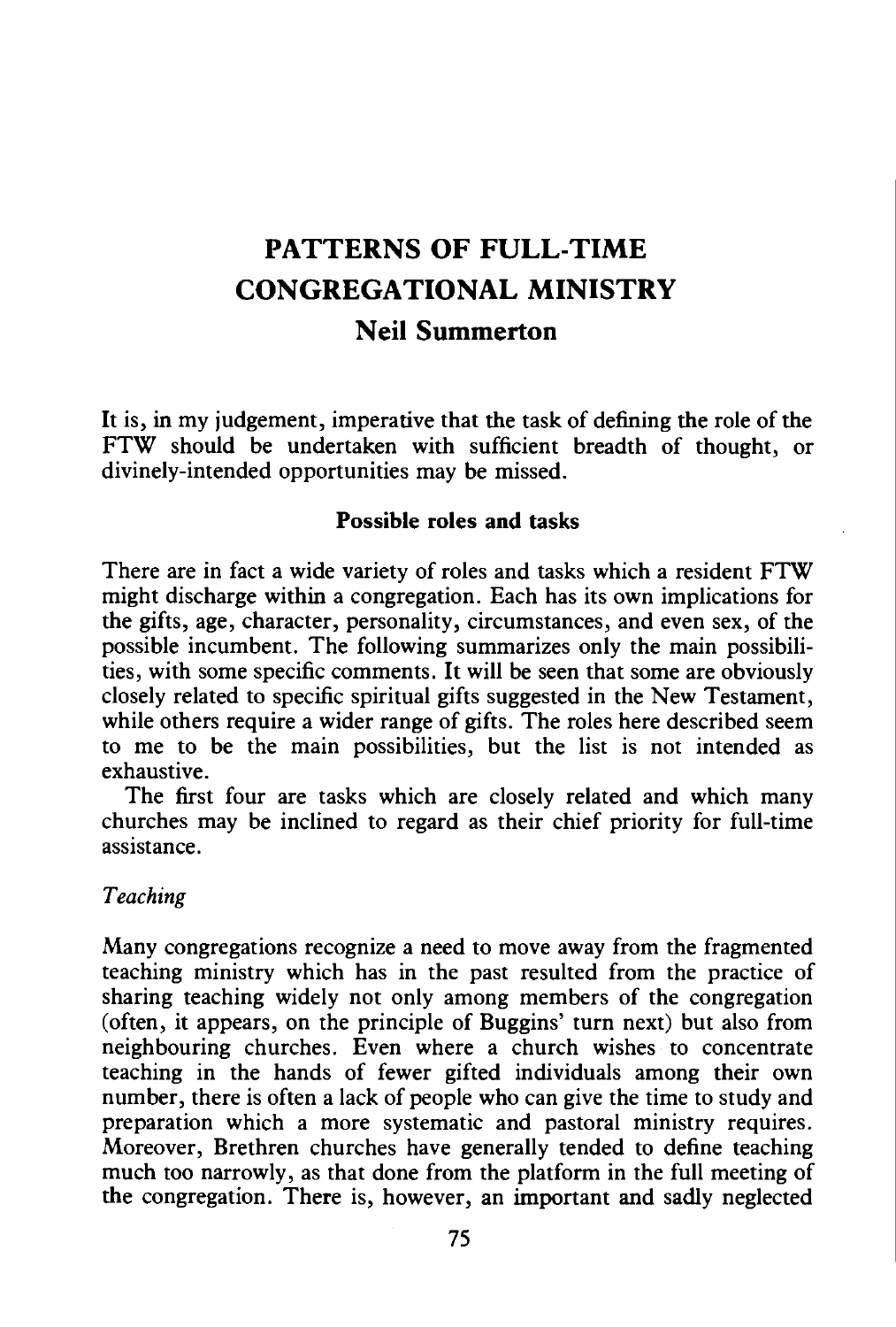# PATTERNS OF FULL-TIME CONGREGATIONAL MINISTRY

## Neil Summerton

It is, in my judgement, imperative that the task of defining the role of the FTW should be undertaken with sufficient breadth of thought, or divinely-intended opportunities may be missed.

### Possible roles and tasks

There are in fact a wide variety of roles and tasks which a resident FTW might discharge within a congregation. Each has its own implications for the gifts, age, character, personality, circumstances, and even sex, of the possible incumbent. The following summarizes only the main possibilities, with some specific comments. It will be seen that some are obviously closely related to specific spiritual gifts suggested in the New Testament, while others require a wider range of gifts. The roles here described seem to me to be the main possibilities, but the list is not intended as exhaustive.

The first four are tasks which are closely related and which many churches may be inclined to regard as their chief priority for full-time assistance.

*Teaching*

Many congregations recognize a need to move away from the fragmented teaching ministry which has in the past resulted from the practice of sharing teaching widely not only among members of the congregation (often, it appears, on the principle of Buggins' turn next) but also from neighbouring churches. Even where a church wishes to concentrate teaching in the hands of fewer gifted individuals among their own number, there is often a lack of people who can give the time to study and preparation which a more systematic and pastoral ministry requires. Moreover, Brethren churches have generally tended to define teaching much too narrowly, as that done from the platform in the full meeting of the congregation. There is, however, an important and sadly neglected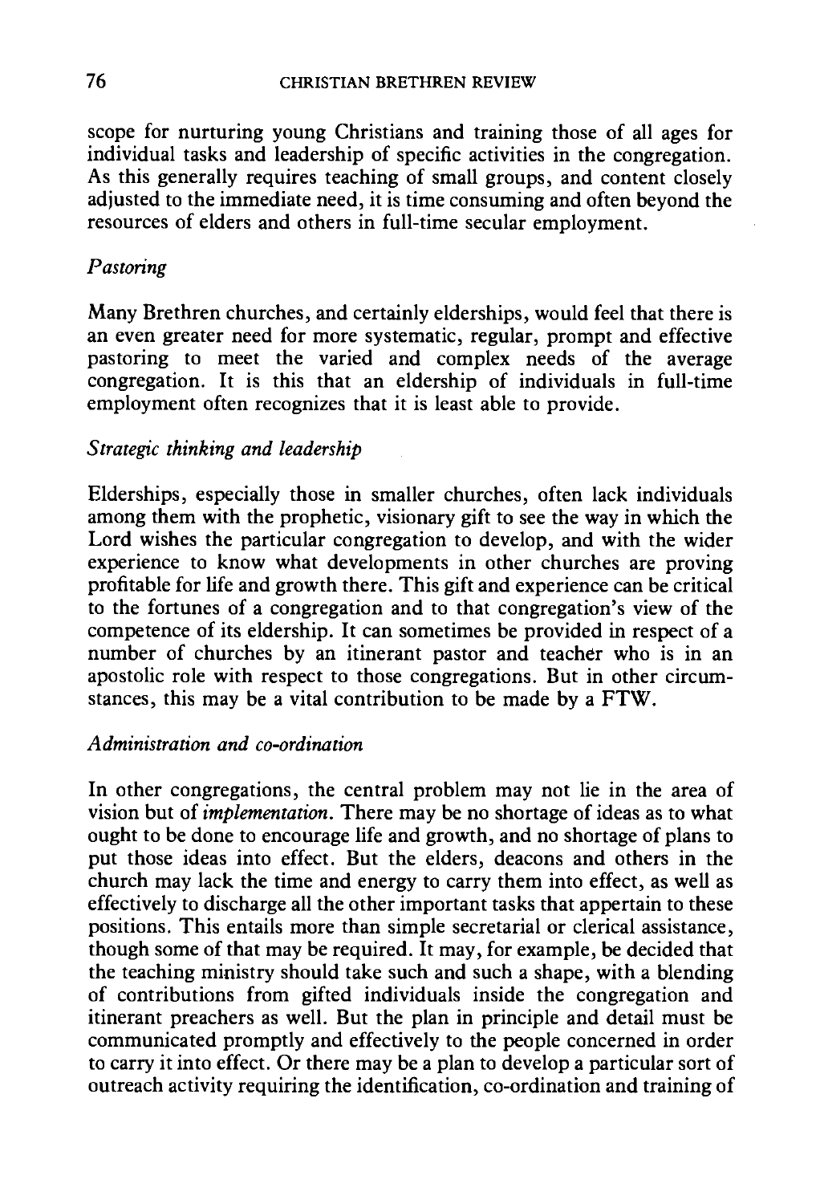scope for nurturing young Christians and training those of all ages for individual tasks and leadership of specific activities in the congregation. As this generally requires teaching of small groups, and content closely adjusted to the immediate need, it is time consuming and often beyond the resources of elders and others in full-time secular employment.

*Pastoring*

Many Brethren churches, and certainly elderships, would feel that there is an even greater need for more systematic, regular, prompt and effective pastoring to meet the varied and complex needs of the average congregation. It is this that an eldership of individuals in full-time employment often recognizes that it is least able to provide.

*Strategic thinking and leadership*

Elderships, especially those in smaller churches, often lack individuals among them with the prophetic, visionary gift to see the way in which the Lord wishes the particular congregation to develop, and with the wider experience to know what developments in other churches are proving profitable for life and growth there. This gift and experience can be critical to the fortunes of a congregation and to that congregation's view of the competence of its eldership. It can sometimes be provided in respect of a number of churches by an itinerant pastor and teacher who is in an apostolic role with respect to those congregations. But in other circumstances, this may be a vital contribution to be made by a FTW.

*Administration and co-ordination*

In other congregations, the central problem may not lie in the area of vision but of *implementation*. There may be no shortage of ideas as to what ought to be done to encourage life and growth, and no shortage of plans to put those ideas into effect. But the elders, deacons and others in the church may lack the time and energy to carry them into effect, as well as effectively to discharge all the other important tasks that appertain to these positions. This entails more than simple secretarial or clerical assistance, though some of that may be required. It may, for example, be decided that the teaching ministry should take such and such a shape, with a blending of contributions from gifted individuals inside the congregation and itinerant preachers as well. But the plan in principle and detail must be communicated promptly and effectively to the people concerned in order to carry it into effect. Or there may be a plan to develop a particular sort of outreach activity requiring the identification, co-ordination and training of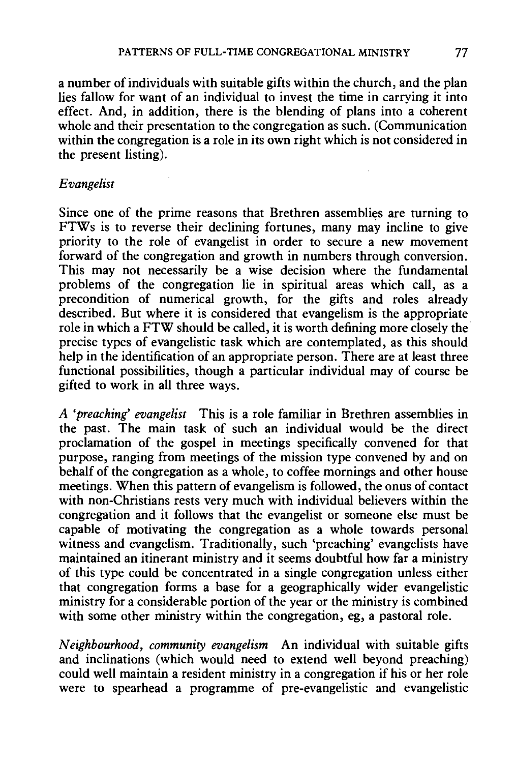a number of individuals with suitable gifts within the church, and the plan lies fallow for want of an individual to invest the time in carrying it into effect. And, in addition, there is the blending of plans into a coherent whole and their presentation to the congregation as such. (Communication within the congregation is a role in its own right which is not considered in the present listing).

### *Evangelist*

Since one of the prime reasons that Brethren assemblies are turning to FTWs is to reverse their declining fortunes, many may incline to give priority to the role of evangelist in order to secure a new movement forward of the congregation and growth in numbers through conversion. This may not necessarily be a wise decision where the fundamental problems of the congregation lie in spiritual areas which call, as a precondition of numerical growth, for the gifts and roles already described. But where it is considered that evangelism is the appropriate role in which a FTW should be called, it is worth defining more closely the precise types of evangelistic task which are contemplated, as this should help in the identification of an appropriate person. There are at least three functional possibilities, though a particular individual may of course be gifted to work in all three ways.

*A 'preaching' evangelist* This is a role familiar in Brethren assemblies in the past. The main task of such an individual would be the direct proclamation of the gospel in meetings specifically convened for that purpose, ranging from meetings of the mission type convened by and on behalf of the congregation as a whole, to coffee mornings and other house meetings. When this pattern of evangelism is followed, the onus of contact with non-Christians rests very much with individual believers within the congregation and it follows that the evangelist or someone else must be capable of motivating the congregation as a whole towards personal witness and evangelism. Traditionally, such 'preaching' evangelists have maintained an itinerant ministry and it seems doubtful how far a ministry of this type could be concentrated in a single congregation unless either that congregation forms a base for a geographically wider evangelistic ministry for a considerable portion of the year or the ministry is combined with some other ministry within the congregation, eg, a pastoral role.

*Neighbourhood, community evangelism* An individual with suitable gifts and inclinations (which would need to extend well beyond preaching) could well maintain a resident ministry in a congregation if his or her role were to spearhead a programme of pre-evangelistic and evangelistic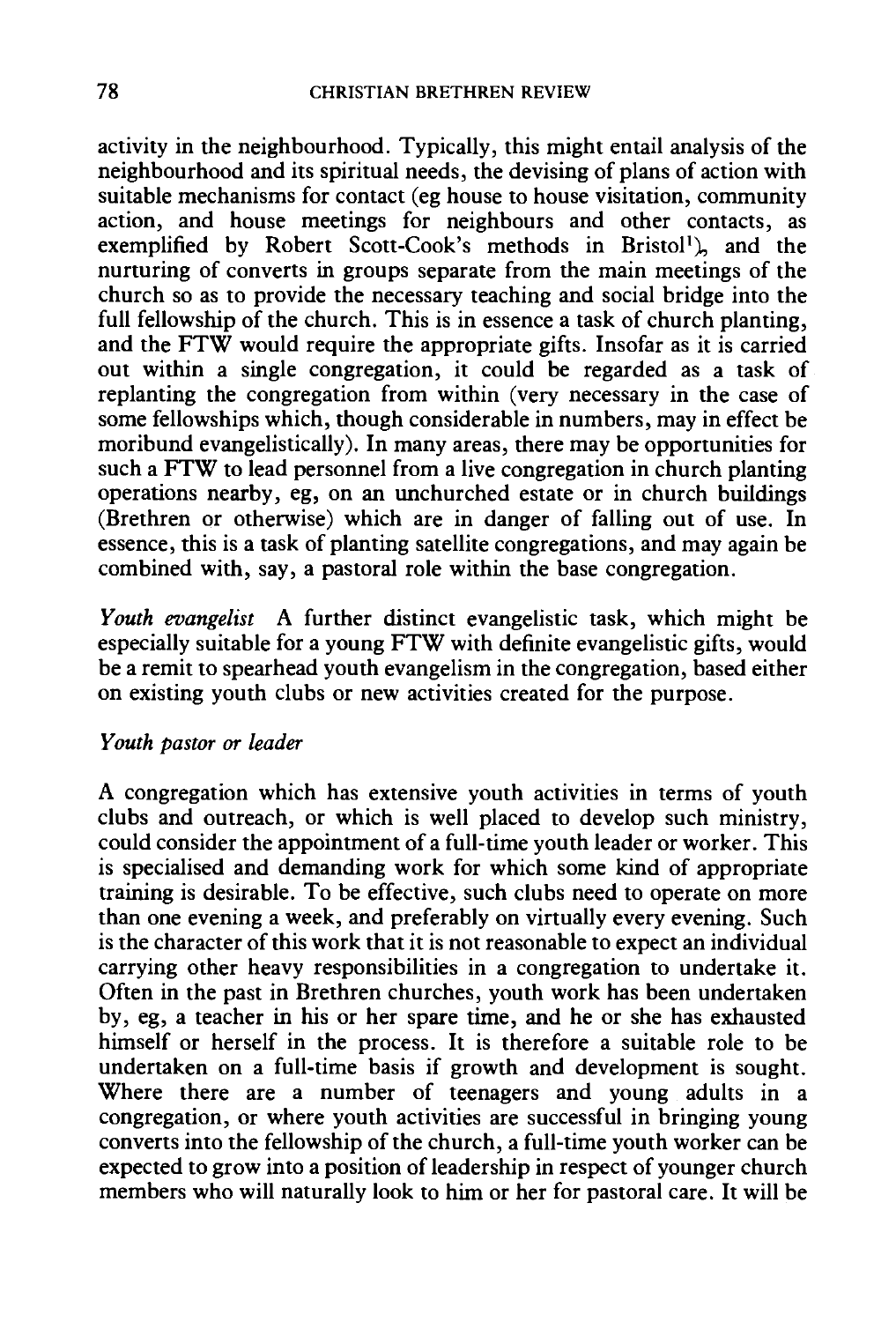activity in the neighbourhood. Typically, this might entail analysis of the neighbourhood and its spiritual needs, the devising of plans of action with suitable mechanisms for contact (eg house to house visitation, community action, and house meetings for neighbours and other contacts, as exemplified by Robert Scott-Cook's methods in Bristol[1]), and the nurturing of converts in groups separate from the main meetings of the church so as to provide the necessary teaching and social bridge into the full fellowship of the church. This is in essence a task of church planting, and the FTW would require the appropriate gifts. Insofar as it is carried out within a single congregation, it could be regarded as a task of replanting the congregation from within (very necessary in the case of some fellowships which, though considerable in numbers, may in effect be moribund evangelistically). In many areas, there may be opportunities for such a FTW to lead personnel from a live congregation in church planting operations nearby, eg, on an unchurched estate or in church buildings (Brethren or otherwise) which are in danger of falling out of use. In essence, this is a task of planting satellite congregations, and may again be combined with, say, a pastoral role within the base congregation.

*Youth evangelist* A further distinct evangelistic task, which might be especially suitable for a young FTW with definite evangelistic gifts, would be a remit to spearhead youth evangelism in the congregation, based either on existing youth clubs or new activities created for the purpose.

*Youth pastor or leader*

A congregation which has extensive youth activities in terms of youth clubs and outreach, or which is well placed to develop such ministry, could consider the appointment of a full-time youth leader or worker. This is specialised and demanding work for which some kind of appropriate training is desirable. To be effective, such clubs need to operate on more than one evening a week, and preferably on virtually every evening. Such is the character of this work that it is not reasonable to expect an individual carrying other heavy responsibilities in a congregation to undertake it. Often in the past in Brethren churches, youth work has been undertaken by, eg, a teacher in his or her spare time, and he or she has exhausted himself or herself in the process. It is therefore a suitable role to be undertaken on a full-time basis if growth and development is sought. Where there are a number of teenagers and young adults in a congregation, or where youth activities are successful in bringing young converts into the fellowship of the church, a full-time youth worker can be expected to grow into a position of leadership in respect of younger church members who will naturally look to him or her for pastoral care. It will be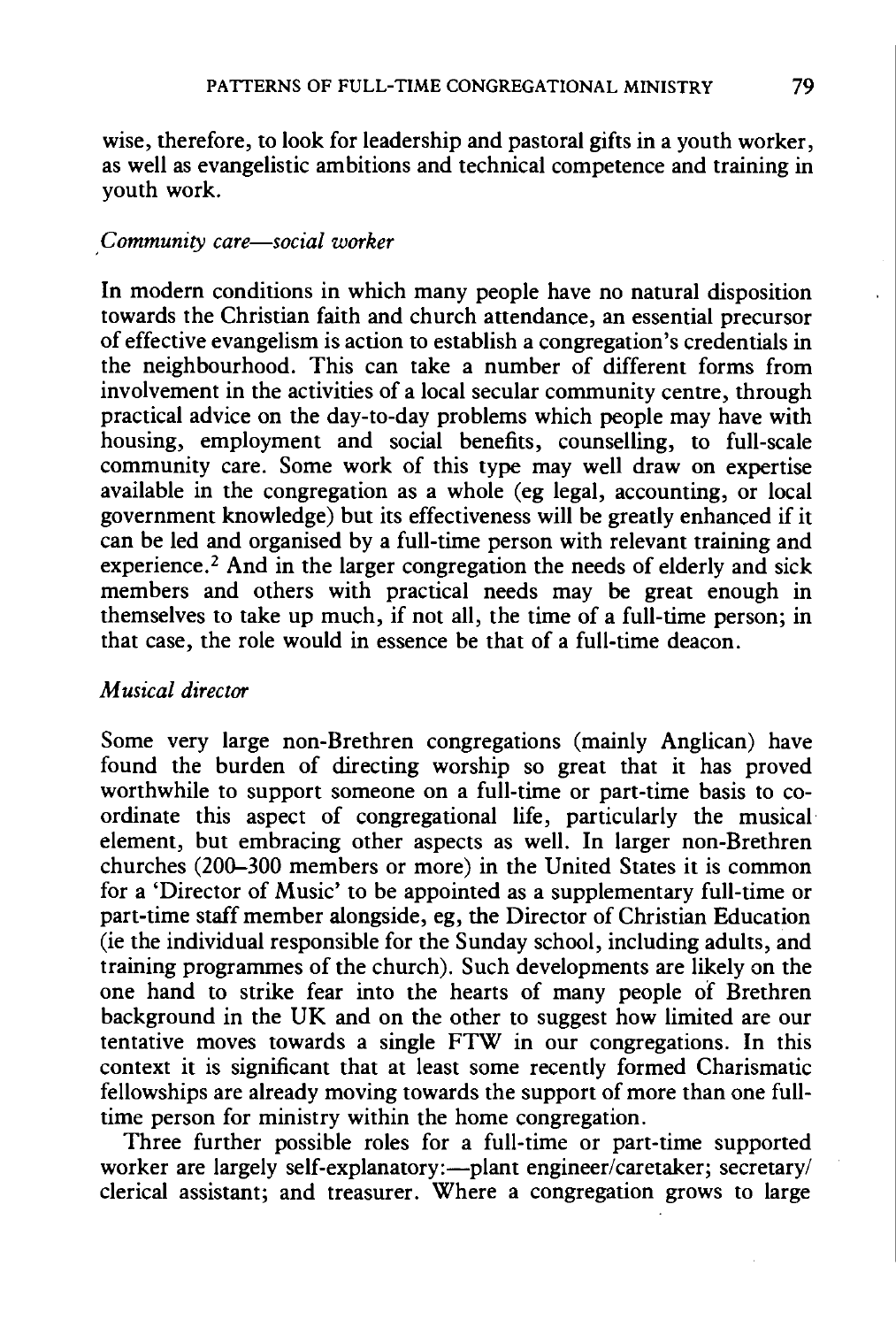wise, therefore, to look for leadership and pastoral gifts in a youth worker, as well as evangelistic ambitions and technical competence and training in youth work.

### *Community care—social worker*

In modern conditions in which many people have no natural disposition towards the Christian faith and church attendance, an essential precursor of effective evangelism is action to establish a congregation's credentials in the neighbourhood. This can take a number of different forms from involvement in the activities of a local secular community centre, through practical advice on the day-to-day problems which people may have with housing, employment and social benefits, counselling, to full-scale community care. Some work of this type may well draw on expertise available in the congregation as a whole (eg legal, accounting, or local government knowledge) but its effectiveness will be greatly enhanced if it can be led and organised by a full-time person with relevant training and experience.[2] And in the larger congregation the needs of elderly and sick members and others with practical needs may be great enough in themselves to take up much, if not all, the time of a full-time person; in that case, the role would in essence be that of a full-time deacon.

### *Musical director*

Some very large non-Brethren congregations (mainly Anglican) have found the burden of directing worship so great that it has proved worthwhile to support someone on a full-time or part-time basis to co-ordinate this aspect of congregational life, particularly the musical element, but embracing other aspects as well. In larger non-Brethren churches (200–300 members or more) in the United States it is common for a 'Director of Music' to be appointed as a supplementary full-time or part-time staff member alongside, eg, the Director of Christian Education (ie the individual responsible for the Sunday school, including adults, and training programmes of the church). Such developments are likely on the one hand to strike fear into the hearts of many people of Brethren background in the UK and on the other to suggest how limited are our tentative moves towards a single FTW in our congregations. In this context it is significant that at least some recently formed Charismatic fellowships are already moving towards the support of more than one full-time person for ministry within the home congregation.

Three further possible roles for a full-time or part-time supported worker are largely self-explanatory:—plant engineer/caretaker; secretary/clerical assistant; and treasurer. Where a congregation grows to large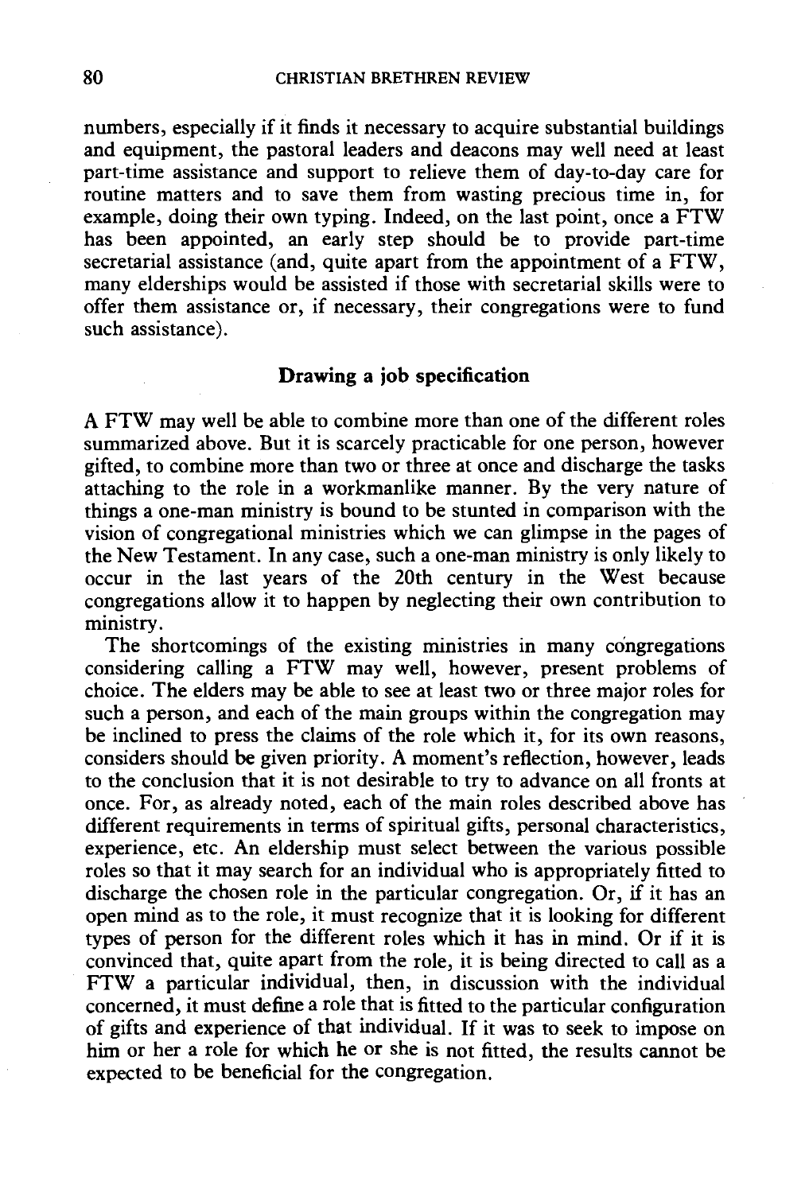numbers, especially if it finds it necessary to acquire substantial buildings and equipment, the pastoral leaders and deacons may well need at least part-time assistance and support to relieve them of day-to-day care for routine matters and to save them from wasting precious time in, for example, doing their own typing. Indeed, on the last point, once a FTW has been appointed, an early step should be to provide part-time secretarial assistance (and, quite apart from the appointment of a FTW, many elderships would be assisted if those with secretarial skills were to offer them assistance or, if necessary, their congregations were to fund such assistance).

## Drawing a job specification

A FTW may well be able to combine more than one of the different roles summarized above. But it is scarcely practicable for one person, however gifted, to combine more than two or three at once and discharge the tasks attaching to the role in a workmanlike manner. By the very nature of things a one-man ministry is bound to be stunted in comparison with the vision of congregational ministries which we can glimpse in the pages of the New Testament. In any case, such a one-man ministry is only likely to occur in the last years of the 20th century in the West because congregations allow it to happen by neglecting their own contribution to ministry.

The shortcomings of the existing ministries in many congregations considering calling a FTW may well, however, present problems of choice. The elders may be able to see at least two or three major roles for such a person, and each of the main groups within the congregation may be inclined to press the claims of the role which it, for its own reasons, considers should be given priority. A moment's reflection, however, leads to the conclusion that it is not desirable to try to advance on all fronts at once. For, as already noted, each of the main roles described above has different requirements in terms of spiritual gifts, personal characteristics, experience, etc. An eldership must select between the various possible roles so that it may search for an individual who is appropriately fitted to discharge the chosen role in the particular congregation. Or, if it has an open mind as to the role, it must recognize that it is looking for different types of person for the different roles which it has in mind. Or if it is convinced that, quite apart from the role, it is being directed to call as a FTW a particular individual, then, in discussion with the individual concerned, it must define a role that is fitted to the particular configuration of gifts and experience of that individual. If it was to seek to impose on him or her a role for which he or she is not fitted, the results cannot be expected to be beneficial for the congregation.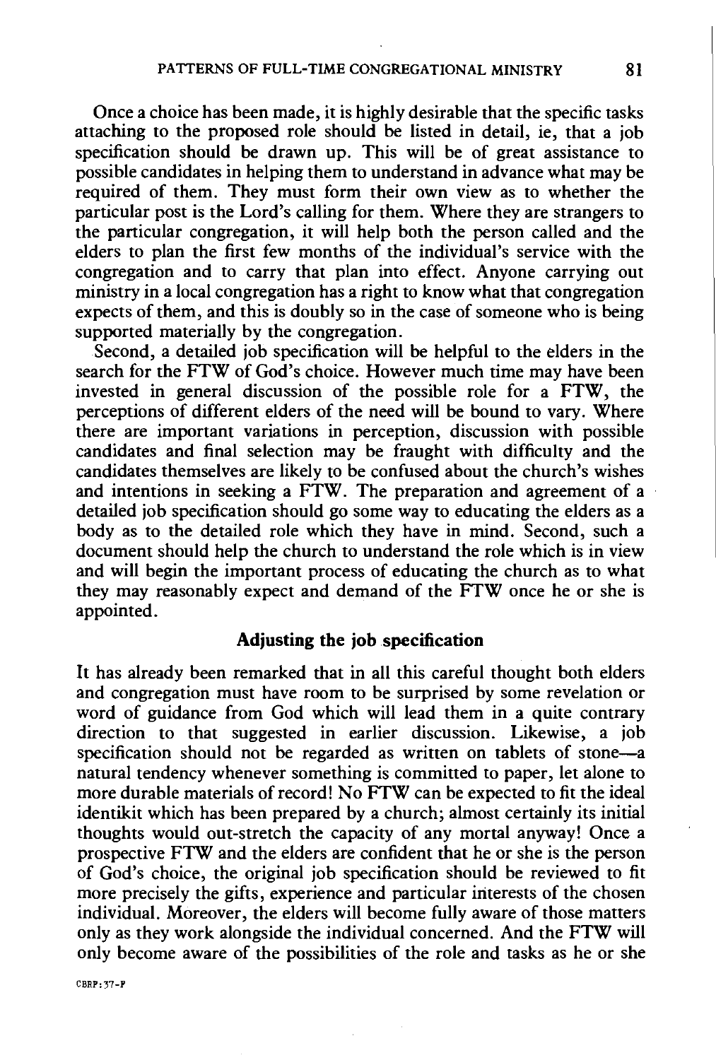Once a choice has been made, it is highly desirable that the specific tasks attaching to the proposed role should be listed in detail, ie, that a job specification should be drawn up. This will be of great assistance to possible candidates in helping them to understand in advance what may be required of them. They must form their own view as to whether the particular post is the Lord's calling for them. Where they are strangers to the particular congregation, it will help both the person called and the elders to plan the first few months of the individual's service with the congregation and to carry that plan into effect. Anyone carrying out ministry in a local congregation has a right to know what that congregation expects of them, and this is doubly so in the case of someone who is being supported materially by the congregation.

Second, a detailed job specification will be helpful to the elders in the search for the FTW of God's choice. However much time may have been invested in general discussion of the possible role for a FTW, the perceptions of different elders of the need will be bound to vary. Where there are important variations in perception, discussion with possible candidates and final selection may be fraught with difficulty and the candidates themselves are likely to be confused about the church's wishes and intentions in seeking a FTW. The preparation and agreement of a detailed job specification should go some way to educating the elders as a body as to the detailed role which they have in mind. Second, such a document should help the church to understand the role which is in view and will begin the important process of educating the church as to what they may reasonably expect and demand of the FTW once he or she is appointed.

### Adjusting the job specification

It has already been remarked that in all this careful thought both elders and congregation must have room to be surprised by some revelation or word of guidance from God which will lead them in a quite contrary direction to that suggested in earlier discussion. Likewise, a job specification should not be regarded as written on tablets of stone—a natural tendency whenever something is committed to paper, let alone to more durable materials of record! No FTW can be expected to fit the ideal identikit which has been prepared by a church; almost certainly its initial thoughts would out-stretch the capacity of any mortal anyway! Once a prospective FTW and the elders are confident that he or she is the person of God's choice, the original job specification should be reviewed to fit more precisely the gifts, experience and particular interests of the chosen individual. Moreover, the elders will become fully aware of those matters only as they work alongside the individual concerned. And the FTW will only become aware of the possibilities of the role and tasks as he or she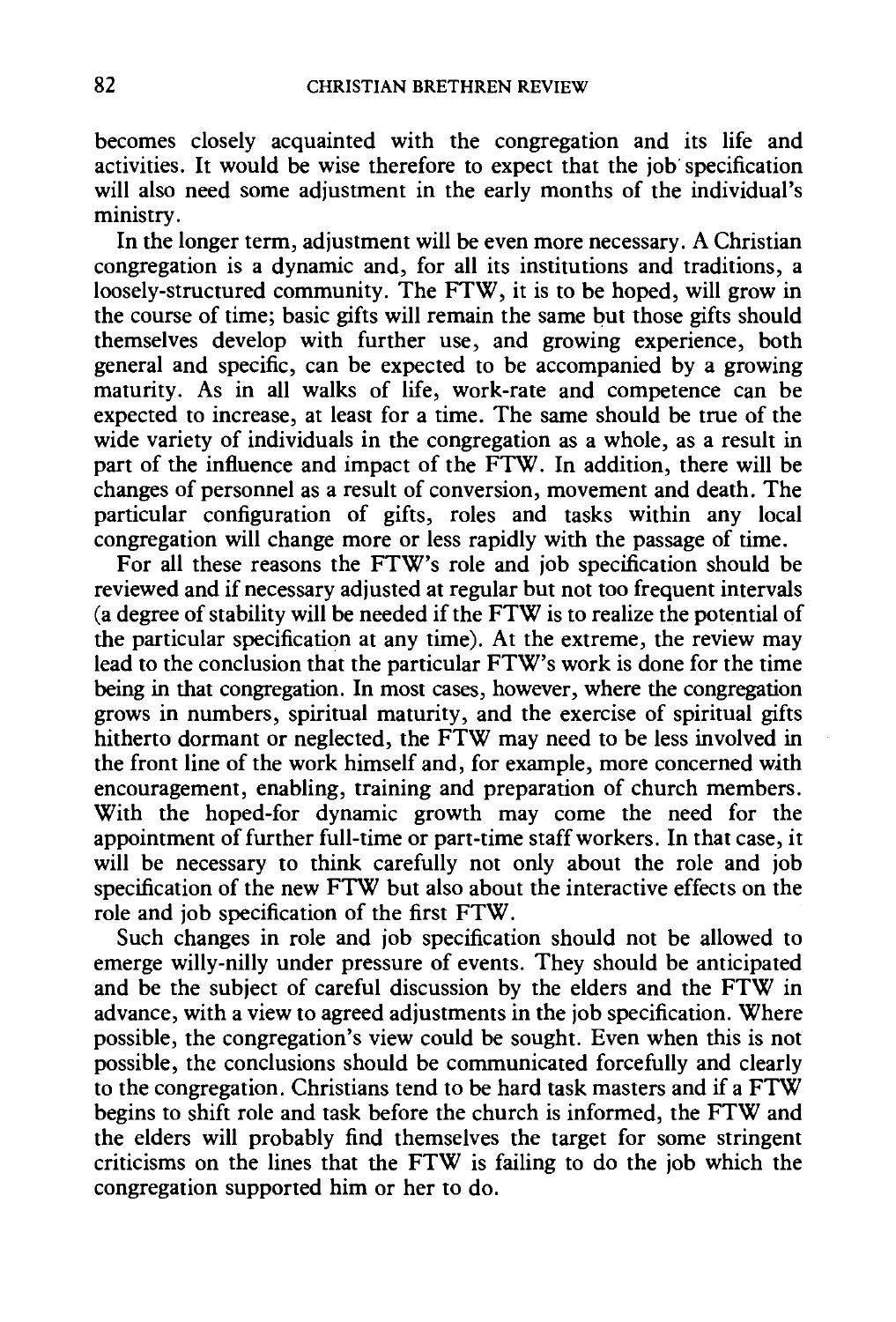becomes closely acquainted with the congregation and its life and activities. It would be wise therefore to expect that the job specification will also need some adjustment in the early months of the individual's ministry.

In the longer term, adjustment will be even more necessary. A Christian congregation is a dynamic and, for all its institutions and traditions, a loosely-structured community. The FTW, it is to be hoped, will grow in the course of time; basic gifts will remain the same but those gifts should themselves develop with further use, and growing experience, both general and specific, can be expected to be accompanied by a growing maturity. As in all walks of life, work-rate and competence can be expected to increase, at least for a time. The same should be true of the wide variety of individuals in the congregation as a whole, as a result in part of the influence and impact of the FTW. In addition, there will be changes of personnel as a result of conversion, movement and death. The particular configuration of gifts, roles and tasks within any local congregation will change more or less rapidly with the passage of time.

For all these reasons the FTW's role and job specification should be reviewed and if necessary adjusted at regular but not too frequent intervals (a degree of stability will be needed if the FTW is to realize the potential of the particular specification at any time). At the extreme, the review may lead to the conclusion that the particular FTW's work is done for the time being in that congregation. In most cases, however, where the congregation grows in numbers, spiritual maturity, and the exercise of spiritual gifts hitherto dormant or neglected, the FTW may need to be less involved in the front line of the work himself and, for example, more concerned with encouragement, enabling, training and preparation of church members. With the hoped-for dynamic growth may come the need for the appointment of further full-time or part-time staff workers. In that case, it will be necessary to think carefully not only about the role and job specification of the new FTW but also about the interactive effects on the role and job specification of the first FTW.

Such changes in role and job specification should not be allowed to emerge willy-nilly under pressure of events. They should be anticipated and be the subject of careful discussion by the elders and the FTW in advance, with a view to agreed adjustments in the job specification. Where possible, the congregation's view could be sought. Even when this is not possible, the conclusions should be communicated forcefully and clearly to the congregation. Christians tend to be hard task masters and if a FTW begins to shift role and task before the church is informed, the FTW and the elders will probably find themselves the target for some stringent criticisms on the lines that the FTW is failing to do the job which the congregation supported him or her to do.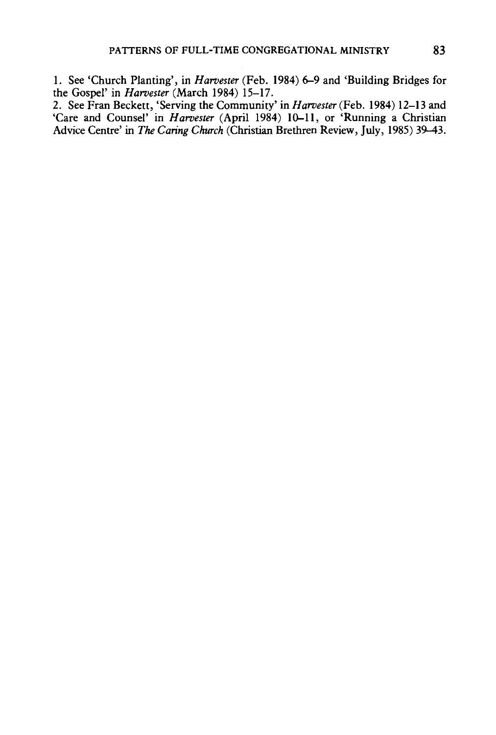1. See 'Church Planting', in *Harvester* (Feb. 1984) 6–9 and 'Building Bridges for the Gospel' in *Harvester* (March 1984) 15–17.

2. See Fran Beckett, 'Serving the Community' in *Harvester* (Feb. 1984) 12–13 and 'Care and Counsel' in *Harvester* (April 1984) 10–11, or 'Running a Christian Advice Centre' in *The Caring Church* (Christian Brethren Review, July, 1985) 39–43.